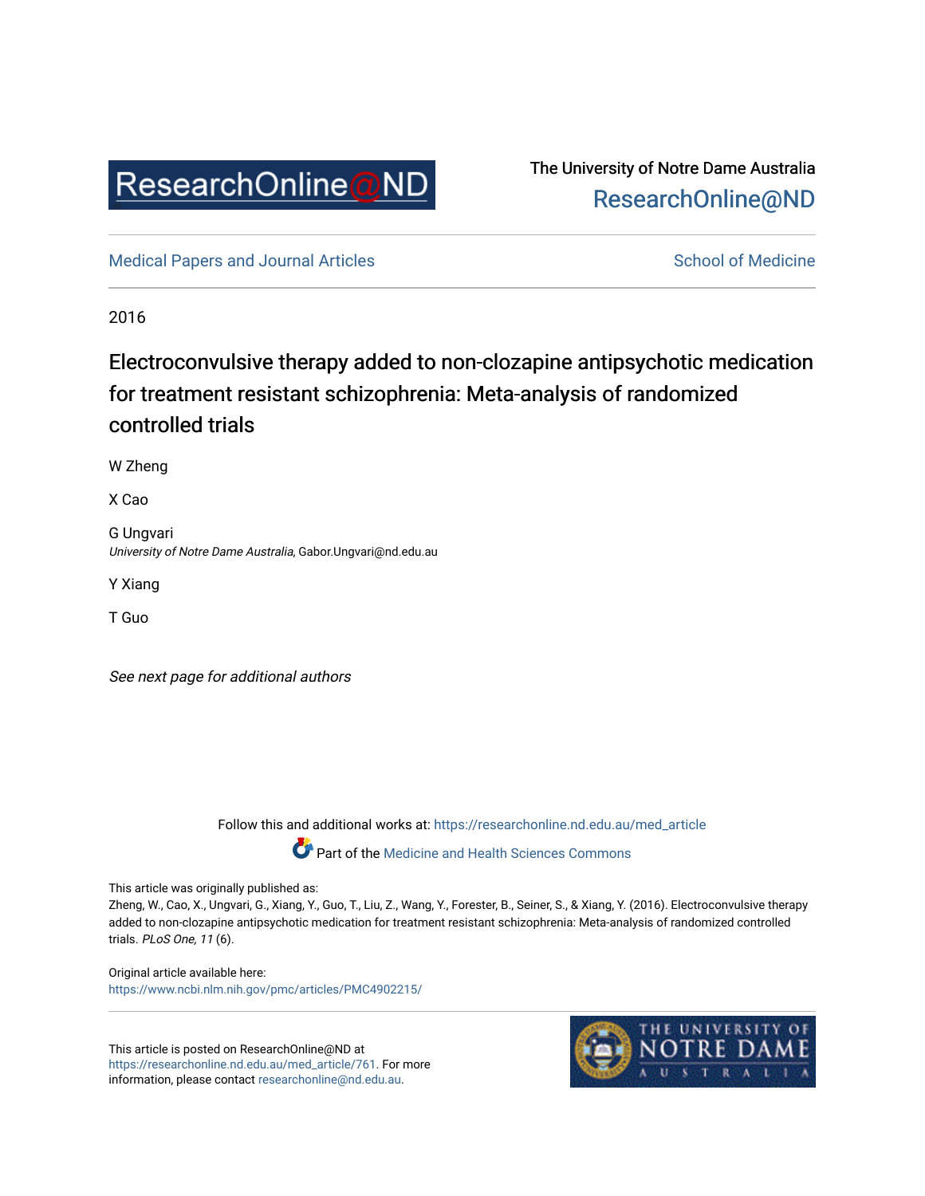ResearchOnline@ND

The University of Notre Dame Australia
ResearchOnline@ND

Medical Papers and Journal Articles

School of Medicine

2016

# Electroconvulsive therapy added to non-clozapine antipsychotic medication for treatment resistant schizophrenia: Meta-analysis of randomized controlled trials

W Zheng

X Cao

G Ungvari
*University of Notre Dame Australia*, Gabor.Ungvari@nd.edu.au

Y Xiang

T Guo

*See next page for additional authors*

Follow this and additional works at: https://researchonline.nd.edu.au/med_article

Part of the Medicine and Health Sciences Commons

This article was originally published as:
Zheng, W., Cao, X., Ungvari, G., Xiang, Y., Guo, T., Liu, Z., Wang, Y., Forester, B., Seiner, S., & Xiang, Y. (2016). Electroconvulsive therapy added to non-clozapine antipsychotic medication for treatment resistant schizophrenia: Meta-analysis of randomized controlled trials. *PLoS One, 11* (6).

Original article available here:
https://www.ncbi.nlm.nih.gov/pmc/articles/PMC4902215/

This article is posted on ResearchOnline@ND at https://researchonline.nd.edu.au/med_article/761. For more information, please contact researchonline@nd.edu.au.

THE UNIVERSITY OF NOTRE DAME AUSTRALIA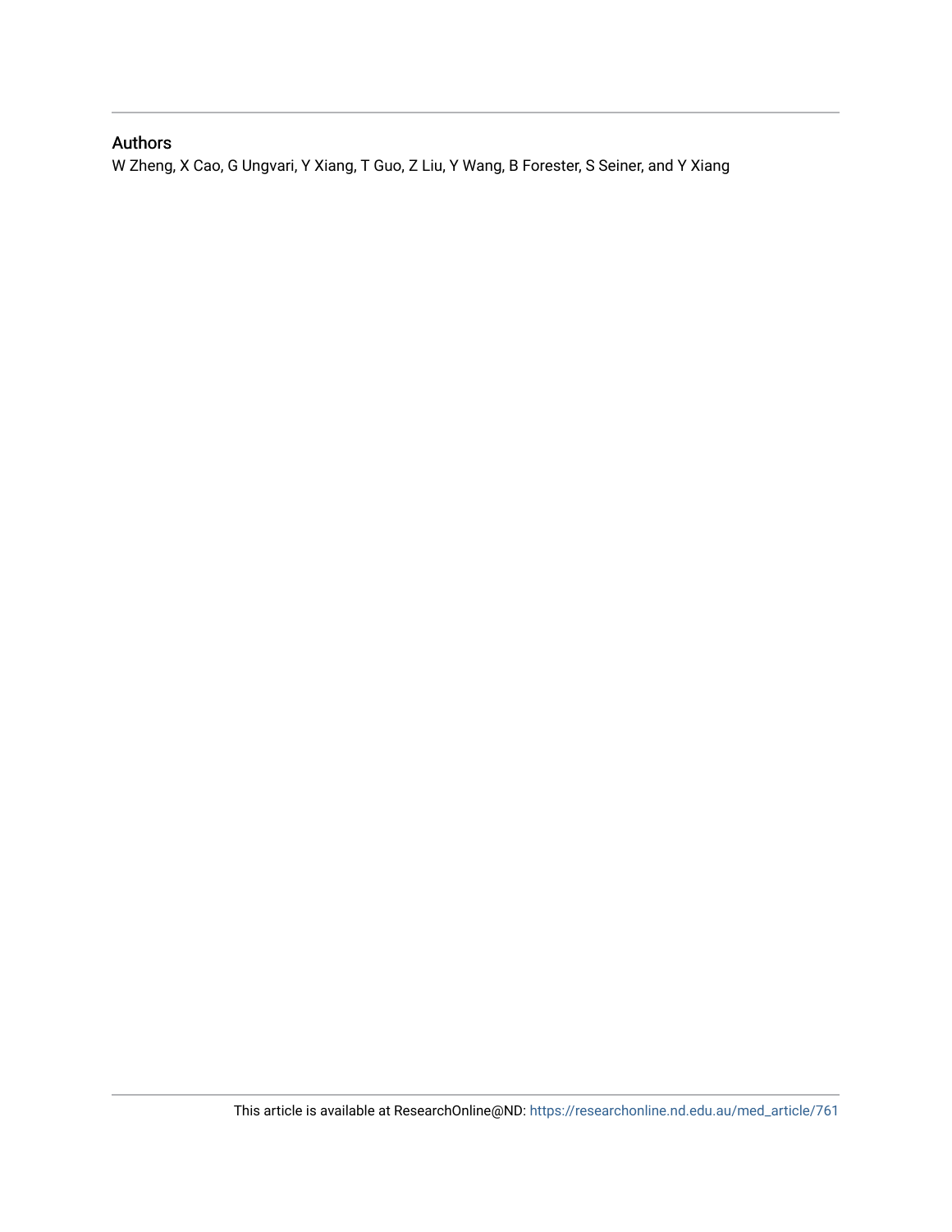## Authors

W Zheng, X Cao, G Ungvari, Y Xiang, T Guo, Z Liu, Y Wang, B Forester, S Seiner, and Y Xiang

This article is available at ResearchOnline@ND: https://researchonline.nd.edu.au/med_article/761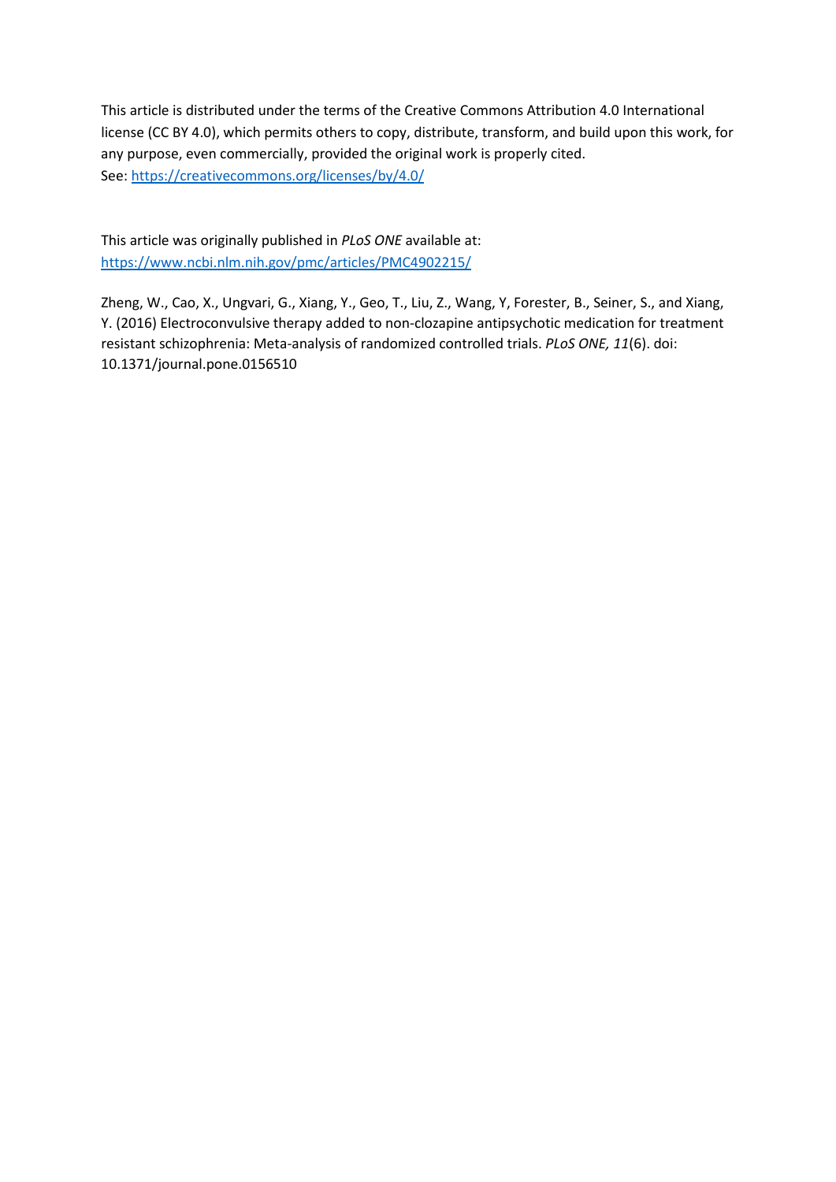This article is distributed under the terms of the Creative Commons Attribution 4.0 International license (CC BY 4.0), which permits others to copy, distribute, transform, and build upon this work, for any purpose, even commercially, provided the original work is properly cited.
See: [https://creativecommons.org/licenses/by/4.0/](https://creativecommons.org/licenses/by/4.0/)

This article was originally published in *PLoS ONE* available at:
[https://www.ncbi.nlm.nih.gov/pmc/articles/PMC4902215/](https://www.ncbi.nlm.nih.gov/pmc/articles/PMC4902215/)

Zheng, W., Cao, X., Ungvari, G., Xiang, Y., Geo, T., Liu, Z., Wang, Y, Forester, B., Seiner, S., and Xiang, Y. (2016) Electroconvulsive therapy added to non-clozapine antipsychotic medication for treatment resistant schizophrenia: Meta-analysis of randomized controlled trials. *PLoS ONE, 11*(6). doi: 10.1371/journal.pone.0156510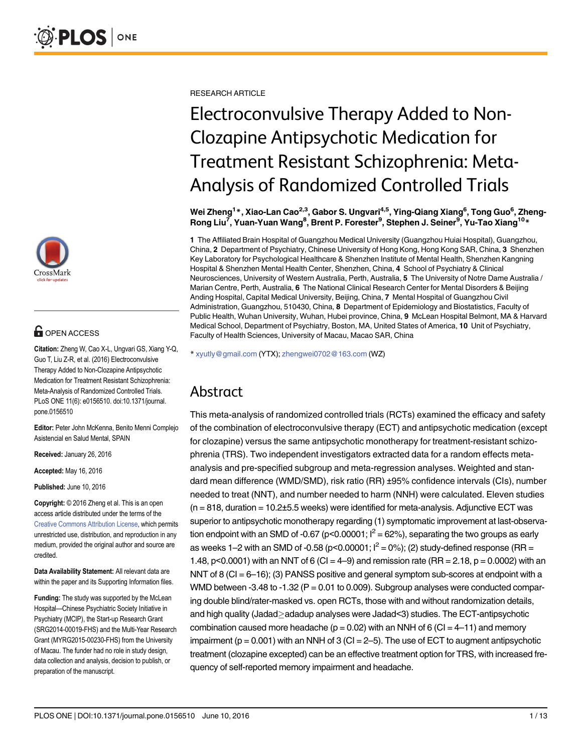RESEARCH ARTICLE

# Electroconvulsive Therapy Added to Non-Clozapine Antipsychotic Medication for Treatment Resistant Schizophrenia: Meta-Analysis of Randomized Controlled Trials

**Wei Zheng[1]*, Xiao-Lan Cao[2,3], Gabor S. Ungvari[4,5], Ying-Qiang Xiang[6], Tong Guo[6], Zheng-Rong Liu[7], Yuan-Yuan Wang[8], Brent P. Forester[9], Stephen J. Seiner[9], Yu-Tao Xiang[10]***

**1** The Affiliated Brain Hospital of Guangzhou Medical University (Guangzhou Huiai Hospital), Guangzhou, China, **2** Department of Psychiatry, Chinese University of Hong Kong, Hong Kong SAR, China, **3** Shenzhen Key Laboratory for Psychological Healthcare & Shenzhen Institute of Mental Health, Shenzhen Kangning Hospital & Shenzhen Mental Health Center, Shenzhen, China, **4** School of Psychiatry & Clinical Neurosciences, University of Western Australia, Perth, Australia, **5** The University of Notre Dame Australia / Marian Centre, Perth, Australia, **6** The National Clinical Research Center for Mental Disorders & Beijing Anding Hospital, Capital Medical University, Beijing, China, **7** Mental Hospital of Guangzhou Civil Administration, Guangzhou, 510430, China, **8** Department of Epidemiology and Biostatistics, Faculty of Public Health, Wuhan University, Wuhan, Hubei province, China, **9** McLean Hospital Belmont, MA & Harvard Medical School, Department of Psychiatry, Boston, MA, United States of America, **10** Unit of Psychiatry, Faculty of Health Sciences, University of Macau, Macao SAR, China

* xyutly@gmail.com (YTX); zhengwei0702@163.com (WZ)

OPEN ACCESS

**Citation:** Zheng W, Cao X-L, Ungvari GS, Xiang Y-Q, Guo T, Liu Z-R, et al. (2016) Electroconvulsive Therapy Added to Non-Clozapine Antipsychotic Medication for Treatment Resistant Schizophrenia: Meta-Analysis of Randomized Controlled Trials. PLoS ONE 11(6): e0156510. doi:10.1371/journal.pone.0156510

**Editor:** Peter John McKenna, Benito Menni Complejo Asistencial en Salud Mental, SPAIN

**Received:** January 26, 2016

**Accepted:** May 16, 2016

**Published:** June 10, 2016

**Copyright:** © 2016 Zheng et al. This is an open access article distributed under the terms of the Creative Commons Attribution License, which permits unrestricted use, distribution, and reproduction in any medium, provided the original author and source are credited.

**Data Availability Statement:** All relevant data are within the paper and its Supporting Information files.

**Funding:** The study was supported by the McLean Hospital—Chinese Psychiatric Society Initiative in Psychiatry (MCIP), the Start-up Research Grant (SRG2014-00019-FHS) and the Multi-Year Research Grant (MYRG2015-00230-FHS) from the University of Macau. The funder had no role in study design, data collection and analysis, decision to publish, or preparation of the manuscript.

## Abstract

This meta-analysis of randomized controlled trials (RCTs) examined the efficacy and safety of the combination of electroconvulsive therapy (ECT) and antipsychotic medication (except for clozapine) versus the same antipsychotic monotherapy for treatment-resistant schizophrenia (TRS). Two independent investigators extracted data for a random effects meta-analysis and pre-specified subgroup and meta-regression analyses. Weighted and standard mean difference (WMD/SMD), risk ratio (RR) ±95% confidence intervals (CIs), number needed to treat (NNT), and number needed to harm (NNH) were calculated. Eleven studies (n = 818, duration = 10.2±5.5 weeks) were identified for meta-analysis. Adjunctive ECT was superior to antipsychotic monotherapy regarding (1) symptomatic improvement at last-observation endpoint with an SMD of -0.67 ($p<0.00001$; $I^2 = 62\%$), separating the two groups as early as weeks 1–2 with an SMD of -0.58 ($p<0.00001$; $I^2 = 0\%$); (2) study-defined response (RR = 1.48, $p<0.0001$) with an NNT of 6 (CI = 4–9) and remission rate (RR = 2.18, p = 0.0002) with an NNT of 8 (CI = 6–16); (3) PANSS positive and general symptom sub-scores at endpoint with a WMD between -3.48 to -1.32 (P = 0.01 to 0.009). Subgroup analyses were conducted comparing double blind/rater-masked vs. open RCTs, those with and without randomization details, and high quality (Jadad≥adadup analyses were Jadad<3) studies. The ECT-antipsychotic combination caused more headache (p = 0.02) with an NNH of 6 (CI = 4–11) and memory impairment (p = 0.001) with an NNH of 3 (CI = 2–5). The use of ECT to augment antipsychotic treatment (clozapine excepted) can be an effective treatment option for TRS, with increased frequency of self-reported memory impairment and headache.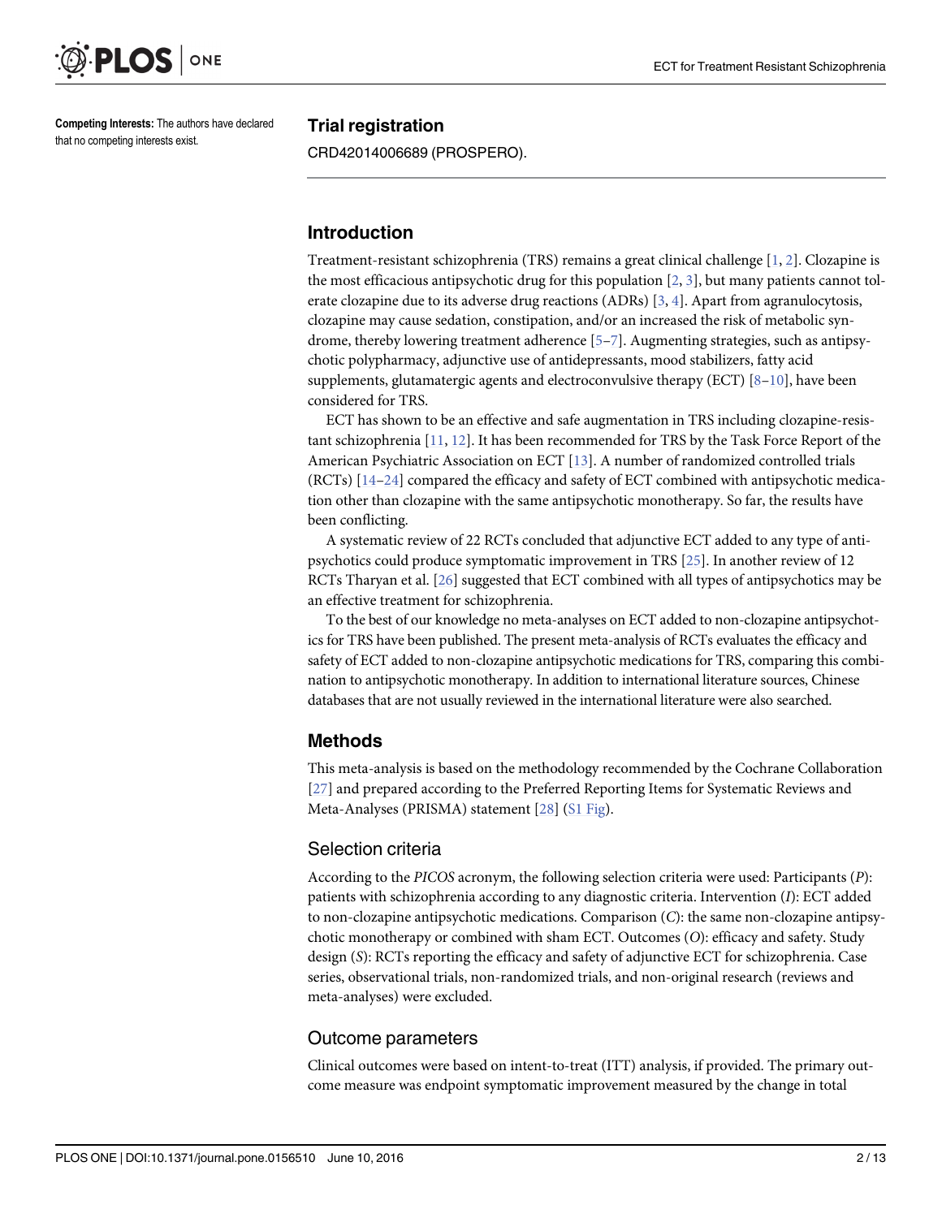**Competing Interests:** The authors have declared that no competing interests exist.

## Trial registration

CRD42014006689 (PROSPERO).

## Introduction

Treatment-resistant schizophrenia (TRS) remains a great clinical challenge [1, 2]. Clozapine is the most efficacious antipsychotic drug for this population [2, 3], but many patients cannot tolerate clozapine due to its adverse drug reactions (ADRs) [3, 4]. Apart from agranulocytosis, clozapine may cause sedation, constipation, and/or an increased the risk of metabolic syndrome, thereby lowering treatment adherence [5–7]. Augmenting strategies, such as antipsychotic polypharmacy, adjunctive use of antidepressants, mood stabilizers, fatty acid supplements, glutamatergic agents and electroconvulsive therapy (ECT) [8–10], have been considered for TRS.

ECT has shown to be an effective and safe augmentation in TRS including clozapine-resistant schizophrenia [11, 12]. It has been recommended for TRS by the Task Force Report of the American Psychiatric Association on ECT [13]. A number of randomized controlled trials (RCTs) [14–24] compared the efficacy and safety of ECT combined with antipsychotic medication other than clozapine with the same antipsychotic monotherapy. So far, the results have been conflicting.

A systematic review of 22 RCTs concluded that adjunctive ECT added to any type of antipsychotics could produce symptomatic improvement in TRS [25]. In another review of 12 RCTs Tharyan et al. [26] suggested that ECT combined with all types of antipsychotics may be an effective treatment for schizophrenia.

To the best of our knowledge no meta-analyses on ECT added to non-clozapine antipsychotics for TRS have been published. The present meta-analysis of RCTs evaluates the efficacy and safety of ECT added to non-clozapine antipsychotic medications for TRS, comparing this combination to antipsychotic monotherapy. In addition to international literature sources, Chinese databases that are not usually reviewed in the international literature were also searched.

## Methods

This meta-analysis is based on the methodology recommended by the Cochrane Collaboration [27] and prepared according to the Preferred Reporting Items for Systematic Reviews and Meta-Analyses (PRISMA) statement [28] (S1 Fig).

### Selection criteria

According to the *PICOS* acronym, the following selection criteria were used: Participants (*P*): patients with schizophrenia according to any diagnostic criteria. Intervention (*I*): ECT added to non-clozapine antipsychotic medications. Comparison (*C*): the same non-clozapine antipsychotic monotherapy or combined with sham ECT. Outcomes (*O*): efficacy and safety. Study design (*S*): RCTs reporting the efficacy and safety of adjunctive ECT for schizophrenia. Case series, observational trials, non-randomized trials, and non-original research (reviews and meta-analyses) were excluded.

### Outcome parameters

Clinical outcomes were based on intent-to-treat (ITT) analysis, if provided. The primary outcome measure was endpoint symptomatic improvement measured by the change in total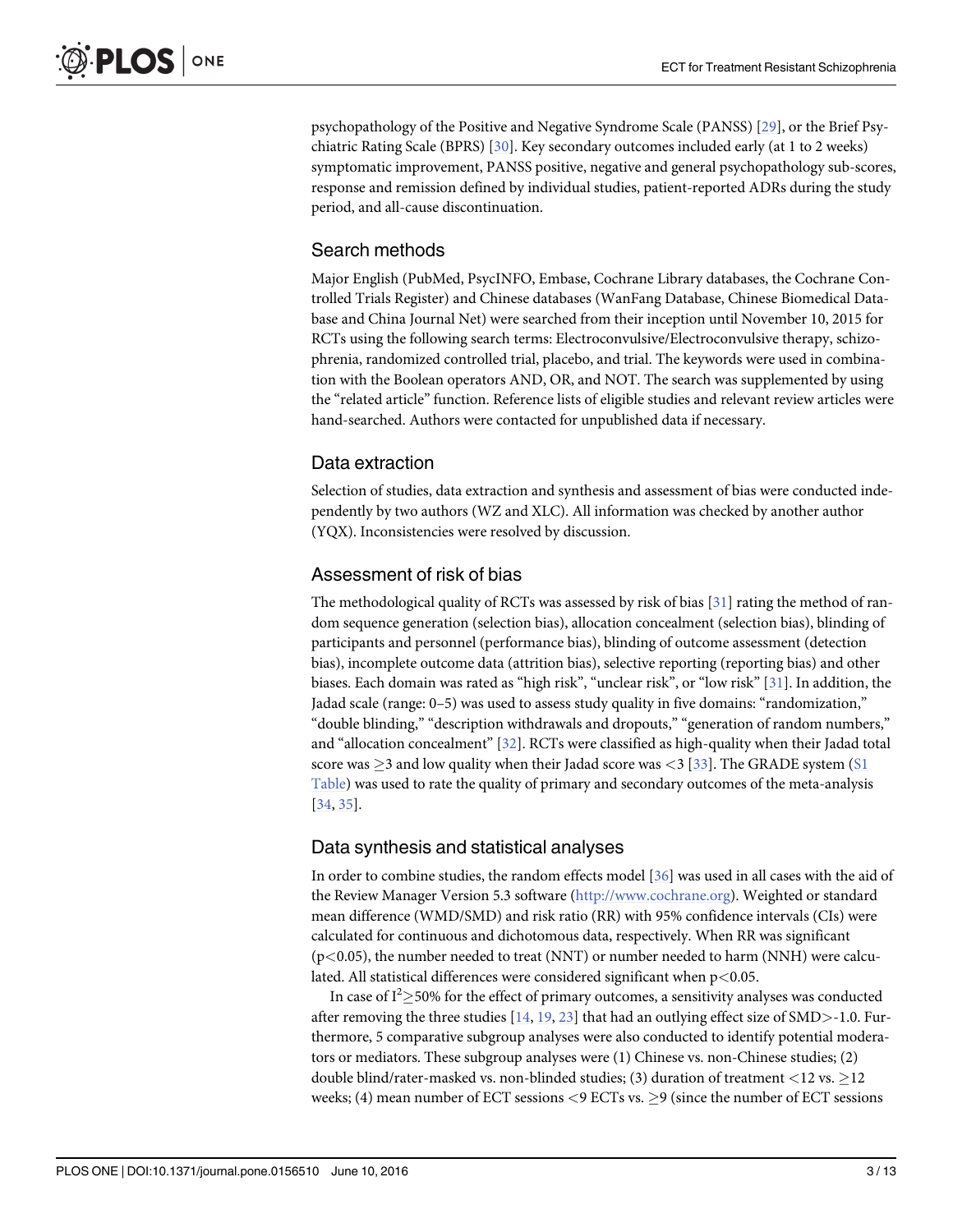psychopathology of the Positive and Negative Syndrome Scale (PANSS) [29], or the Brief Psychiatric Rating Scale (BPRS) [30]. Key secondary outcomes included early (at 1 to 2 weeks) symptomatic improvement, PANSS positive, negative and general psychopathology sub-scores, response and remission defined by individual studies, patient-reported ADRs during the study period, and all-cause discontinuation.

## Search methods

Major English (PubMed, PsycINFO, Embase, Cochrane Library databases, the Cochrane Controlled Trials Register) and Chinese databases (WanFang Database, Chinese Biomedical Database and China Journal Net) were searched from their inception until November 10, 2015 for RCTs using the following search terms: Electroconvulsive/Electroconvulsive therapy, schizophrenia, randomized controlled trial, placebo, and trial. The keywords were used in combination with the Boolean operators AND, OR, and NOT. The search was supplemented by using the "related article" function. Reference lists of eligible studies and relevant review articles were hand-searched. Authors were contacted for unpublished data if necessary.

## Data extraction

Selection of studies, data extraction and synthesis and assessment of bias were conducted independently by two authors (WZ and XLC). All information was checked by another author (YQX). Inconsistencies were resolved by discussion.

## Assessment of risk of bias

The methodological quality of RCTs was assessed by risk of bias [31] rating the method of random sequence generation (selection bias), allocation concealment (selection bias), blinding of participants and personnel (performance bias), blinding of outcome assessment (detection bias), incomplete outcome data (attrition bias), selective reporting (reporting bias) and other biases. Each domain was rated as "high risk", "unclear risk", or "low risk" [31]. In addition, the Jadad scale (range: 0–5) was used to assess study quality in five domains: "randomization," "double blinding," "description withdrawals and dropouts," "generation of random numbers," and "allocation concealment" [32]. RCTs were classified as high-quality when their Jadad total score was $\geq$3 and low quality when their Jadad score was $<$3 [33]. The GRADE system (S1 Table) was used to rate the quality of primary and secondary outcomes of the meta-analysis [34, 35].

## Data synthesis and statistical analyses

In order to combine studies, the random effects model [36] was used in all cases with the aid of the Review Manager Version 5.3 software (http://www.cochrane.org). Weighted or standard mean difference (WMD/SMD) and risk ratio (RR) with 95% confidence intervals (CIs) were calculated for continuous and dichotomous data, respectively. When RR was significant ($p<0.05$), the number needed to treat (NNT) or number needed to harm (NNH) were calculated. All statistical differences were considered significant when $p<0.05$.

In case of $I^2 \geq 50\%$ for the effect of primary outcomes, a sensitivity analyses was conducted after removing the three studies [14, 19, 23] that had an outlying effect size of SMD$>$-1.0. Furthermore, 5 comparative subgroup analyses were also conducted to identify potential moderators or mediators. These subgroup analyses were (1) Chinese vs. non-Chinese studies; (2) double blind/rater-masked vs. non-blinded studies; (3) duration of treatment $<$12 vs. $\geq$12 weeks; (4) mean number of ECT sessions $<$9 ECTs vs. $\geq$9 (since the number of ECT sessions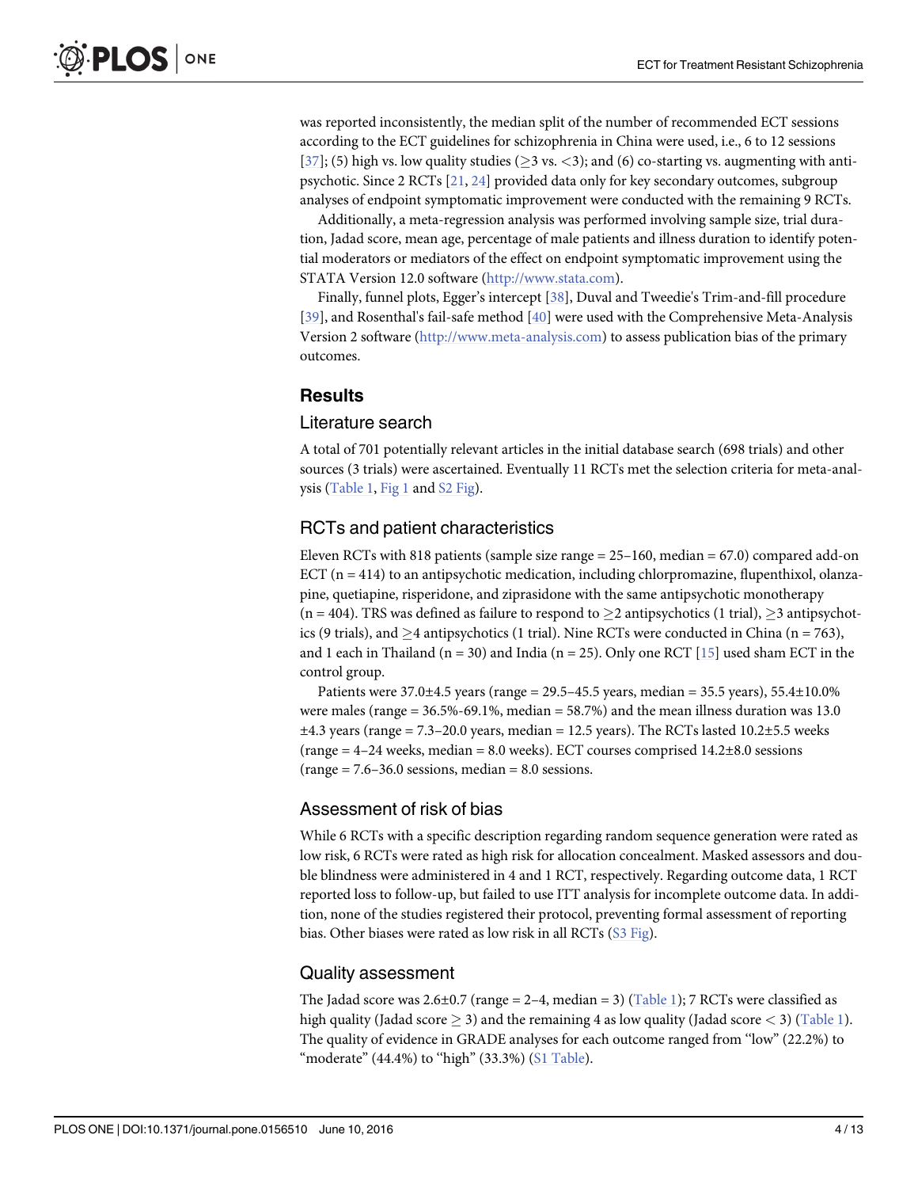was reported inconsistently, the median split of the number of recommended ECT sessions according to the ECT guidelines for schizophrenia in China were used, i.e., 6 to 12 sessions [37]; (5) high vs. low quality studies (≥3 vs. <3); and (6) co-starting vs. augmenting with antipsychotic. Since 2 RCTs [21, 24] provided data only for key secondary outcomes, subgroup analyses of endpoint symptomatic improvement were conducted with the remaining 9 RCTs.

Additionally, a meta-regression analysis was performed involving sample size, trial duration, Jadad score, mean age, percentage of male patients and illness duration to identify potential moderators or mediators of the effect on endpoint symptomatic improvement using the STATA Version 12.0 software (http://www.stata.com).

Finally, funnel plots, Egger's intercept [38], Duval and Tweedie's Trim-and-fill procedure [39], and Rosenthal's fail-safe method [40] were used with the Comprehensive Meta-Analysis Version 2 software (http://www.meta-analysis.com) to assess publication bias of the primary outcomes.

## Results

### Literature search

A total of 701 potentially relevant articles in the initial database search (698 trials) and other sources (3 trials) were ascertained. Eventually 11 RCTs met the selection criteria for meta-analysis (Table 1, Fig 1 and S2 Fig).

### RCTs and patient characteristics

Eleven RCTs with 818 patients (sample size range = 25–160, median = 67.0) compared add-on ECT (n = 414) to an antipsychotic medication, including chlorpromazine, flupenthixol, olanzapine, quetiapine, risperidone, and ziprasidone with the same antipsychotic monotherapy (n = 404). TRS was defined as failure to respond to ≥2 antipsychotics (1 trial), ≥3 antipsychotics (9 trials), and ≥4 antipsychotics (1 trial). Nine RCTs were conducted in China (n = 763), and 1 each in Thailand (n = 30) and India (n = 25). Only one RCT [15] used sham ECT in the control group.

Patients were 37.0±4.5 years (range = 29.5–45.5 years, median = 35.5 years), 55.4±10.0% were males (range = 36.5%-69.1%, median = 58.7%) and the mean illness duration was 13.0 ±4.3 years (range = 7.3–20.0 years, median = 12.5 years). The RCTs lasted 10.2±5.5 weeks (range = 4–24 weeks, median = 8.0 weeks). ECT courses comprised 14.2±8.0 sessions (range = 7.6–36.0 sessions, median = 8.0 sessions.

### Assessment of risk of bias

While 6 RCTs with a specific description regarding random sequence generation were rated as low risk, 6 RCTs were rated as high risk for allocation concealment. Masked assessors and double blindness were administered in 4 and 1 RCT, respectively. Regarding outcome data, 1 RCT reported loss to follow-up, but failed to use ITT analysis for incomplete outcome data. In addition, none of the studies registered their protocol, preventing formal assessment of reporting bias. Other biases were rated as low risk in all RCTs (S3 Fig).

### Quality assessment

The Jadad score was 2.6±0.7 (range = 2–4, median = 3) (Table 1); 7 RCTs were classified as high quality (Jadad score ≥ 3) and the remaining 4 as low quality (Jadad score < 3) (Table 1). The quality of evidence in GRADE analyses for each outcome ranged from "low" (22.2%) to "moderate" (44.4%) to "high" (33.3%) (S1 Table).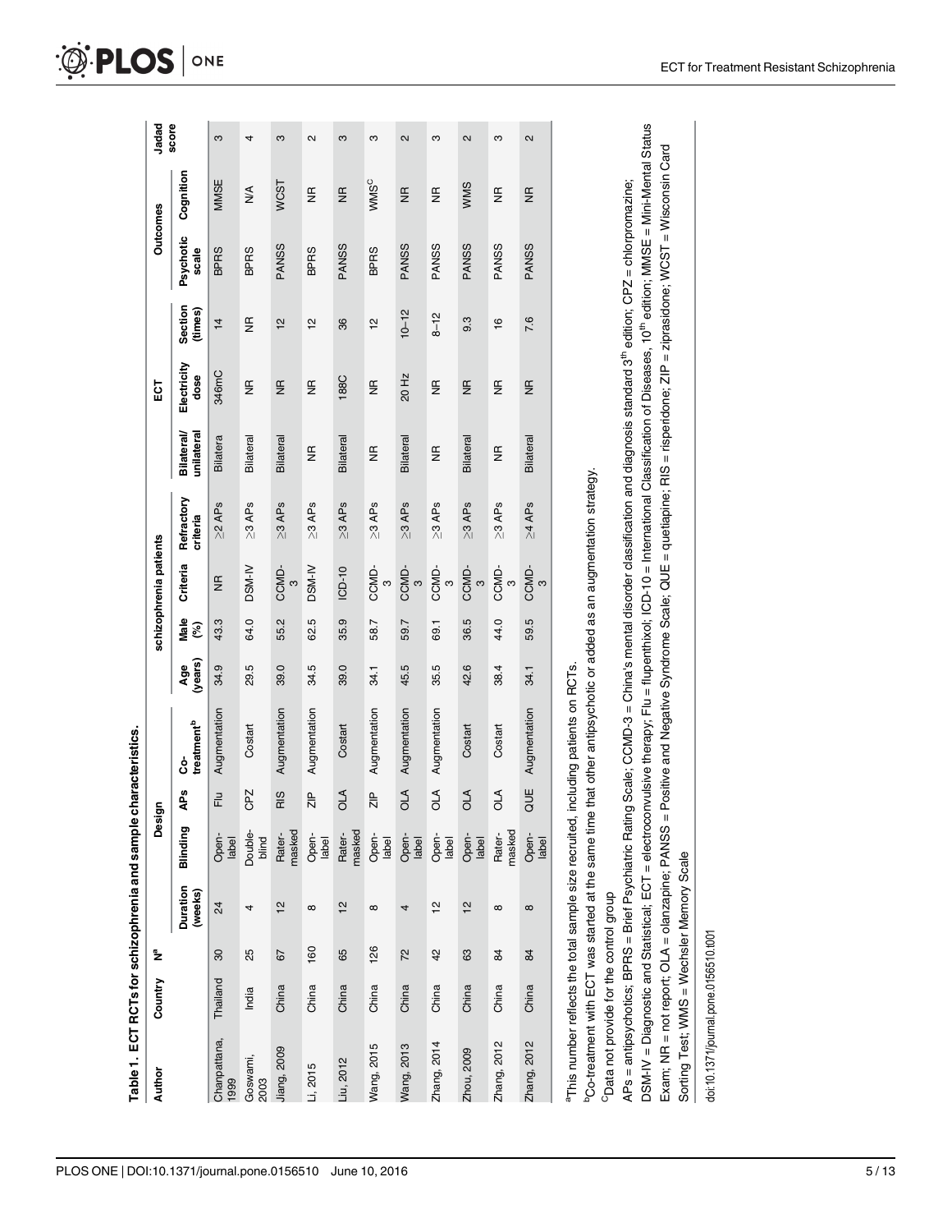Table 1. ECT RCTs for schizophrenia and sample characteristics.

| Author | Country | N[a] | Design | | | | schizophrenia patients | | | | ECT | | | Outcomes | | Jadad score |
|---|---|---|---|---|---|---|---|---|---|---|---|---|---|---|---|---|
| | | | Duration (weeks) | Blinding | APs | Co-treatment[b] | Age (years) | Male (%) | Criteria | Refractory criteria | Bilateral/ unilateral | Electricity dose | Section (times) | Psychotic scale | Cognition | |
| Chanpattana, 1999 | Thailand | 30 | 24 | Open-label | Flu | Augmentation | 34.9 | 43.3 | NR | ≥2 APs | Bilatera | 346mC | 14 | BPRS | MMSE | 3 |
| Goswami, 2003 | India | 25 | 4 | Double-blind | CPZ | Costart | 29.5 | 64.0 | DSM-IV | ≥3 APs | Bilateral | NR | NR | BPRS | N/A | 4 |
| Jiang, 2009 | China | 67 | 12 | Rater-masked | RIS | Augmentation | 39.0 | 55.2 | CCMD-3 | ≥3 APs | Bilateral | NR | 12 | PANSS | WCST | 3 |
| Li, 2015 | China | 160 | 8 | Open-label | ZIP | Augmentation | 34.5 | 62.5 | DSM-IV | ≥3 APs | NR | NR | 12 | BPRS | NR | 2 |
| Liu, 2012 | China | 65 | 12 | Rater-masked | OLA | Costart | 39.0 | 35.9 | ICD-10 | ≥3 APs | Bilateral | 188C | 36 | PANSS | NR | 3 |
| Wang, 2015 | China | 126 | 8 | Open-label | ZIP | Augmentation | 34.1 | 58.7 | CCMD-3 | ≥3 APs | NR | NR | 12 | BPRS | WMS[C] | 3 |
| Wang, 2013 | China | 72 | 4 | Open-label | OLA | Augmentation | 45.5 | 59.7 | CCMD-3 | ≥3 APs | Bilateral | 20 Hz | 10–12 | PANSS | NR | 2 |
| Zhang, 2014 | China | 42 | 12 | Open-label | OLA | Augmentation | 35.5 | 69.1 | CCMD-3 | ≥3 APs | NR | NR | 8–12 | PANSS | NR | 3 |
| Zhou, 2009 | China | 63 | 12 | Open-label | OLA | Costart | 42.6 | 36.5 | CCMD-3 | ≥3 APs | Bilateral | NR | 9.3 | PANSS | WMS | 2 |
| Zhang, 2012 | China | 84 | 8 | Rater-masked | OLA | Costart | 38.4 | 44.0 | CCMD-3 | ≥3 APs | NR | NR | 16 | PANSS | NR | 3 |
| Zhang, 2012 | China | 84 | 8 | Open-label | QUE | Augmentation | 34.1 | 59.5 | CCMD-3 | ≥4 APs | Bilateral | NR | 7.6 | PANSS | NR | 2 |

[a]This number reflects the total sample size recruited, including patients on RCTs.

[b]Co-treatment with ECT was started at the same time that other antipsychotic or added as an augmentation strategy.

[C]Data not provide for the control group

APs = antipsychotics; BPRS = Brief Psychiatric Rating Scale; CCMD-3 = China's mental disorder classification and diagnosis standard 3[th] edition; CPZ = chlorpromazine; DSM-IV = Diagnostic and Statistical; ECT = electroconvulsive therapy; Flu = flupenthixol; ICD-10 = International Classification of Diseases, 10[th] edition; MMSE = Mini-Mental Status Exam; NR = not report; OLA = olanzapine; PANSS = Positive and Negative Syndrome Scale; QUE = quetiapine; RIS = risperidone; ZIP = ziprasidone; WCST = Wisconsin Card Sorting Test; WMS = Wechsler Memory Scale

doi:10.1371/journal.pone.0156510.t001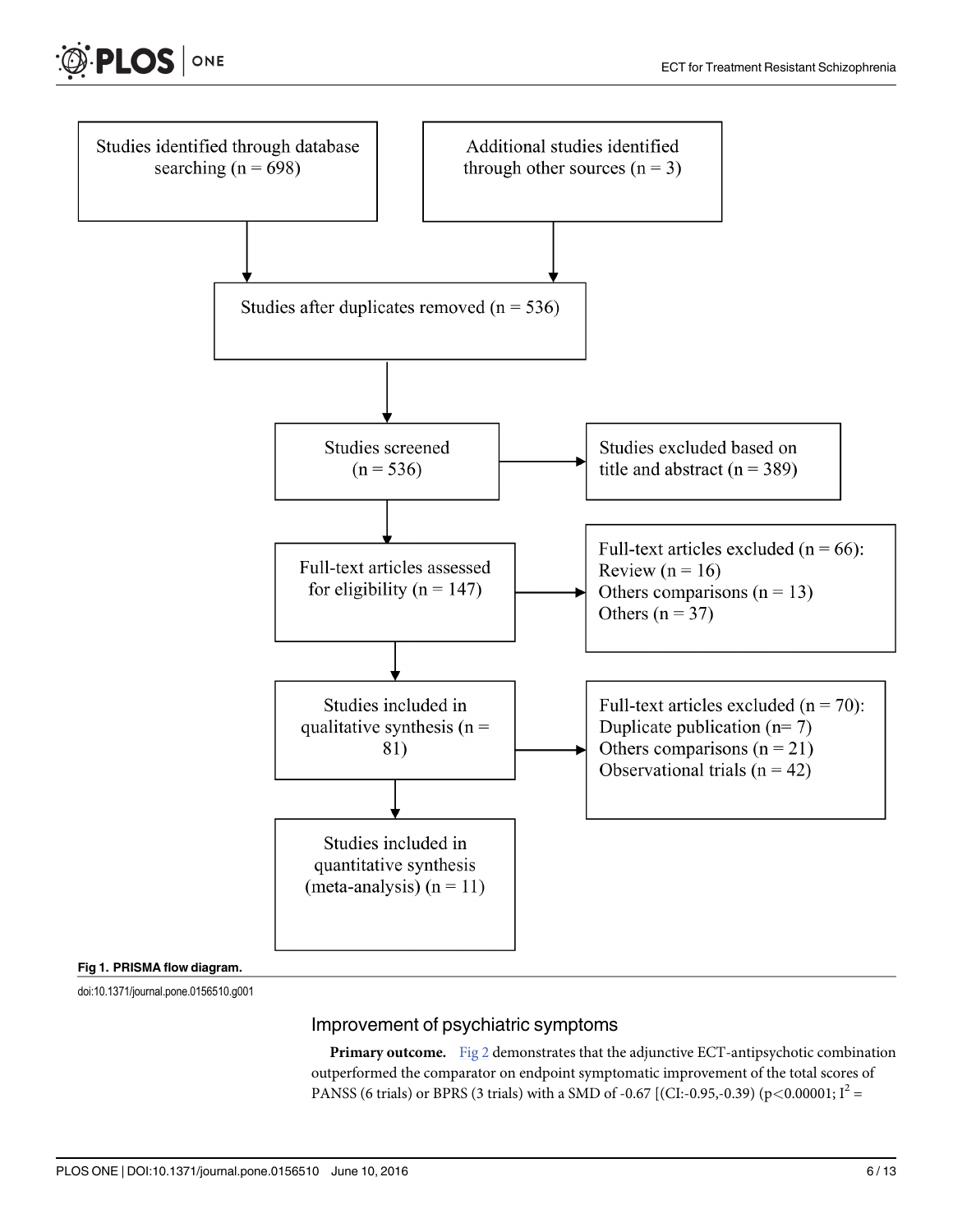Studies identified through database searching (n = 698)

Additional studies identified through other sources (n = 3)

Studies after duplicates removed (n = 536)

Studies screened (n = 536)

Studies excluded based on title and abstract (n = 389)

Full-text articles assessed for eligibility (n = 147)

Full-text articles excluded (n = 66):
Review (n = 16)
Others comparisons (n = 13)
Others (n = 37)

Studies included in qualitative synthesis (n = 81)

Full-text articles excluded (n = 70):
Duplicate publication (n= 7)
Others comparisons (n = 21)
Observational trials (n = 42)

Studies included in quantitative synthesis (meta-analysis) (n = 11)

**Fig 1. PRISMA flow diagram.**

doi:10.1371/journal.pone.0156510.g001

## Improvement of psychiatric symptoms

**Primary outcome.** Fig 2 demonstrates that the adjunctive ECT-antipsychotic combination outperformed the comparator on endpoint symptomatic improvement of the total scores of PANSS (6 trials) or BPRS (3 trials) with a SMD of -0.67 [(CI:-0.95,-0.39) ($p<0.00001$; $I^2$ =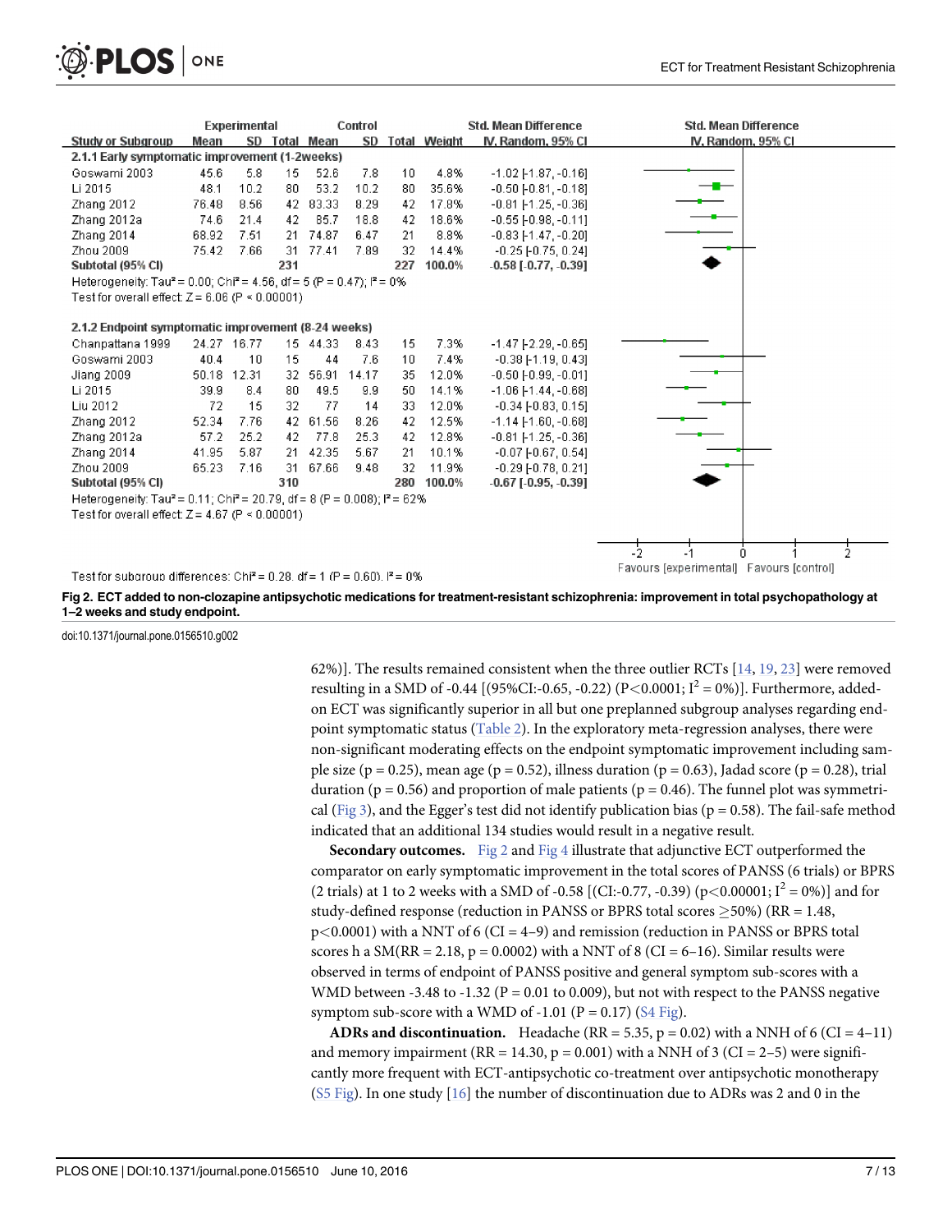| Study or Subgroup | Experimental Mean | Experimental SD | Experimental Total | Control Mean | Control SD | Control Total | Weight | Std. Mean Difference IV, Random, 95% CI |
|---|---|---|---|---|---|---|---|---|
| **2.1.1 Early symptomatic improvement (1-2weeks)** | | | | | | | | |
| Goswami 2003 | 45.6 | 5.8 | 15 | 52.6 | 7.8 | 10 | 4.8% | -1.02 [-1.87, -0.16] |
| Li 2015 | 48.1 | 10.2 | 80 | 53.2 | 10.2 | 80 | 35.6% | -0.50 [-0.81, -0.18] |
| Zhang 2012 | 76.48 | 8.56 | 42 | 83.33 | 8.29 | 42 | 17.8% | -0.81 [-1.25, -0.36] |
| Zhang 2012a | 74.6 | 21.4 | 42 | 85.7 | 18.8 | 42 | 18.6% | -0.55 [-0.98, -0.11] |
| Zhang 2014 | 68.92 | 7.51 | 21 | 74.87 | 6.47 | 21 | 8.8% | -0.83 [-1.47, -0.20] |
| Zhou 2009 | 75.42 | 7.66 | 31 | 77.41 | 7.89 | 32 | 14.4% | -0.25 [-0.75, 0.24] |
| **Subtotal (95% CI)** | | | **231** | | | **227** | **100.0%** | **-0.58 [-0.77, -0.39]** |
| Heterogeneity: Tau² = 0.00; Chi² = 4.56, df = 5 (P = 0.47); I² = 0% | | | | | | | | |
| Test for overall effect: Z = 6.06 (P < 0.00001) | | | | | | | | |
| **2.1.2 Endpoint symptomatic improvement (8-24 weeks)** | | | | | | | | |
| Chanpattana 1999 | 24.27 | 16.77 | 15 | 44.33 | 8.43 | 15 | 7.3% | -1.47 [-2.29, -0.65] |
| Goswami 2003 | 40.4 | 10 | 15 | 44 | 7.6 | 10 | 7.4% | -0.38 [-1.19, 0.43] |
| Jiang 2009 | 50.18 | 12.31 | 32 | 56.91 | 14.17 | 35 | 12.0% | -0.50 [-0.99, -0.01] |
| Li 2015 | 39.9 | 8.4 | 80 | 49.5 | 9.9 | 50 | 14.1% | -1.06 [-1.44, -0.68] |
| Liu 2012 | 72 | 15 | 32 | 77 | 14 | 33 | 12.0% | -0.34 [-0.83, 0.15] |
| Zhang 2012 | 52.34 | 7.76 | 42 | 61.56 | 8.26 | 42 | 12.5% | -1.14 [-1.60, -0.68] |
| Zhang 2012a | 57.2 | 25.2 | 42 | 77.8 | 25.3 | 42 | 12.8% | -0.81 [-1.25, -0.36] |
| Zhang 2014 | 41.95 | 5.87 | 21 | 42.35 | 5.67 | 21 | 10.1% | -0.07 [-0.67, 0.54] |
| Zhou 2009 | 65.23 | 7.16 | 31 | 67.66 | 9.48 | 32 | 11.9% | -0.29 [-0.78, 0.21] |
| **Subtotal (95% CI)** | | | **310** | | | **280** | **100.0%** | **-0.67 [-0.95, -0.39]** |
| Heterogeneity: Tau² = 0.11; Chi² = 20.79, df = 8 (P = 0.008); I² = 62% | | | | | | | | |
| Test for overall effect: Z = 4.67 (P < 0.00001) | | | | | | | | |

Test for subgroup differences: Chi² = 0.28, df = 1 (P = 0.60), I² = 0%

Favours [experimental] Favours [control]

**Fig 2. ECT added to non-clozapine antipsychotic medications for treatment-resistant schizophrenia: improvement in total psychopathology at 1–2 weeks and study endpoint.**

doi:10.1371/journal.pone.0156510.g002

62%)]. The results remained consistent when the three outlier RCTs [14, 19, 23] were removed resulting in a SMD of -0.44 [(95%CI:-0.65, -0.22) ($P<0.0001$; $I^2 = 0\%$)]. Furthermore, added-on ECT was significantly superior in all but one preplanned subgroup analyses regarding endpoint symptomatic status (Table 2). In the exploratory meta-regression analyses, there were non-significant moderating effects on the endpoint symptomatic improvement including sample size ($p = 0.25$), mean age ($p = 0.52$), illness duration ($p = 0.63$), Jadad score ($p = 0.28$), trial duration ($p = 0.56$) and proportion of male patients ($p = 0.46$). The funnel plot was symmetrical (Fig 3), and the Egger's test did not identify publication bias ($p = 0.58$). The fail-safe method indicated that an additional 134 studies would result in a negative result.

**Secondary outcomes.** Fig 2 and Fig 4 illustrate that adjunctive ECT outperformed the comparator on early symptomatic improvement in the total scores of PANSS (6 trials) or BPRS (2 trials) at 1 to 2 weeks with a SMD of -0.58 [(CI:-0.77, -0.39) ($p<0.00001$; $I^2 = 0\%$)] and for study-defined response (reduction in PANSS or BPRS total scores ≥50%) (RR = 1.48, $p<0.0001$) with a NNT of 6 (CI = 4–9) and remission (reduction in PANSS or BPRS total scores h a SM(RR = 2.18, $p = 0.0002$) with a NNT of 8 (CI = 6–16). Similar results were observed in terms of endpoint of PANSS positive and general symptom sub-scores with a WMD between -3.48 to -1.32 ($P = 0.01$ to $0.009$), but not with respect to the PANSS negative symptom sub-score with a WMD of -1.01 ($P = 0.17$) (S4 Fig).

**ADRs and discontinuation.** Headache (RR = 5.35, $p = 0.02$) with a NNH of 6 (CI = 4–11) and memory impairment (RR = 14.30, $p = 0.001$) with a NNH of 3 (CI = 2–5) were significantly more frequent with ECT-antipsychotic co-treatment over antipsychotic monotherapy (S5 Fig). In one study [16] the number of discontinuation due to ADRs was 2 and 0 in the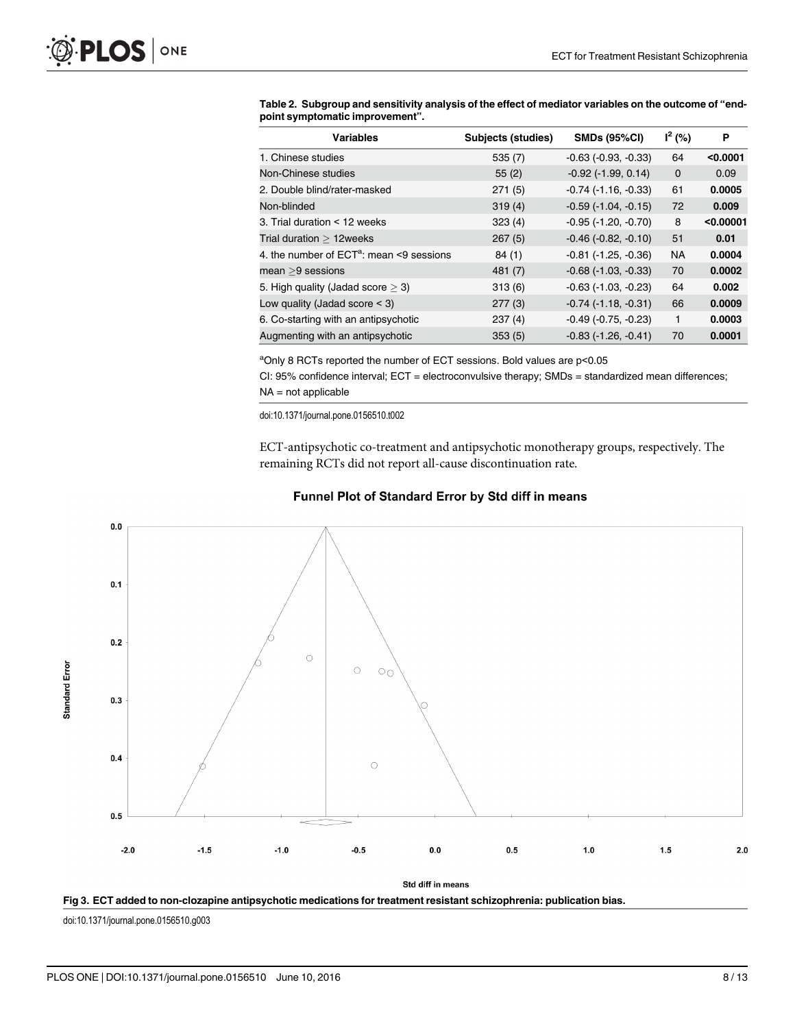Table 2. Subgroup and sensitivity analysis of the effect of mediator variables on the outcome of "endpoint symptomatic improvement".

| Variables | Subjects (studies) | SMDs (95%CI) | $I^2$ (%) | P |
|---|---|---|---|---|
| 1. Chinese studies | 535 (7) | -0.63 (-0.93, -0.33) | 64 | **<0.0001** |
| Non-Chinese studies | 55 (2) | -0.92 (-1.99, 0.14) | 0 | 0.09 |
| 2. Double blind/rater-masked | 271 (5) | -0.74 (-1.16, -0.33) | 61 | **0.0005** |
| Non-blinded | 319 (4) | -0.59 (-1.04, -0.15) | 72 | **0.009** |
| 3. Trial duration < 12 weeks | 323 (4) | -0.95 (-1.20, -0.70) | 8 | **<0.00001** |
| Trial duration ≥ 12weeks | 267 (5) | -0.46 (-0.82, -0.10) | 51 | **0.01** |
| 4. the number of ECT[a]: mean <9 sessions | 84 (1) | -0.81 (-1.25, -0.36) | NA | **0.0004** |
| mean ≥9 sessions | 481 (7) | -0.68 (-1.03, -0.33) | 70 | **0.0002** |
| 5. High quality (Jadad score ≥ 3) | 313 (6) | -0.63 (-1.03, -0.23) | 64 | **0.002** |
| Low quality (Jadad score < 3) | 277 (3) | -0.74 (-1.18, -0.31) | 66 | **0.0009** |
| 6. Co-starting with an antipsychotic | 237 (4) | -0.49 (-0.75, -0.23) | 1 | **0.0003** |
| Augmenting with an antipsychotic | 353 (5) | -0.83 (-1.26, -0.41) | 70 | **0.0001** |

[a]Only 8 RCTs reported the number of ECT sessions. Bold values are p<0.05

CI: 95% confidence interval; ECT = electroconvulsive therapy; SMDs = standardized mean differences; NA = not applicable

doi:10.1371/journal.pone.0156510.t002

ECT-antipsychotic co-treatment and antipsychotic monotherapy groups, respectively. The remaining RCTs did not report all-cause discontinuation rate.

Fig 3. ECT added to non-clozapine antipsychotic medications for treatment resistant schizophrenia: publication bias.

doi:10.1371/journal.pone.0156510.g003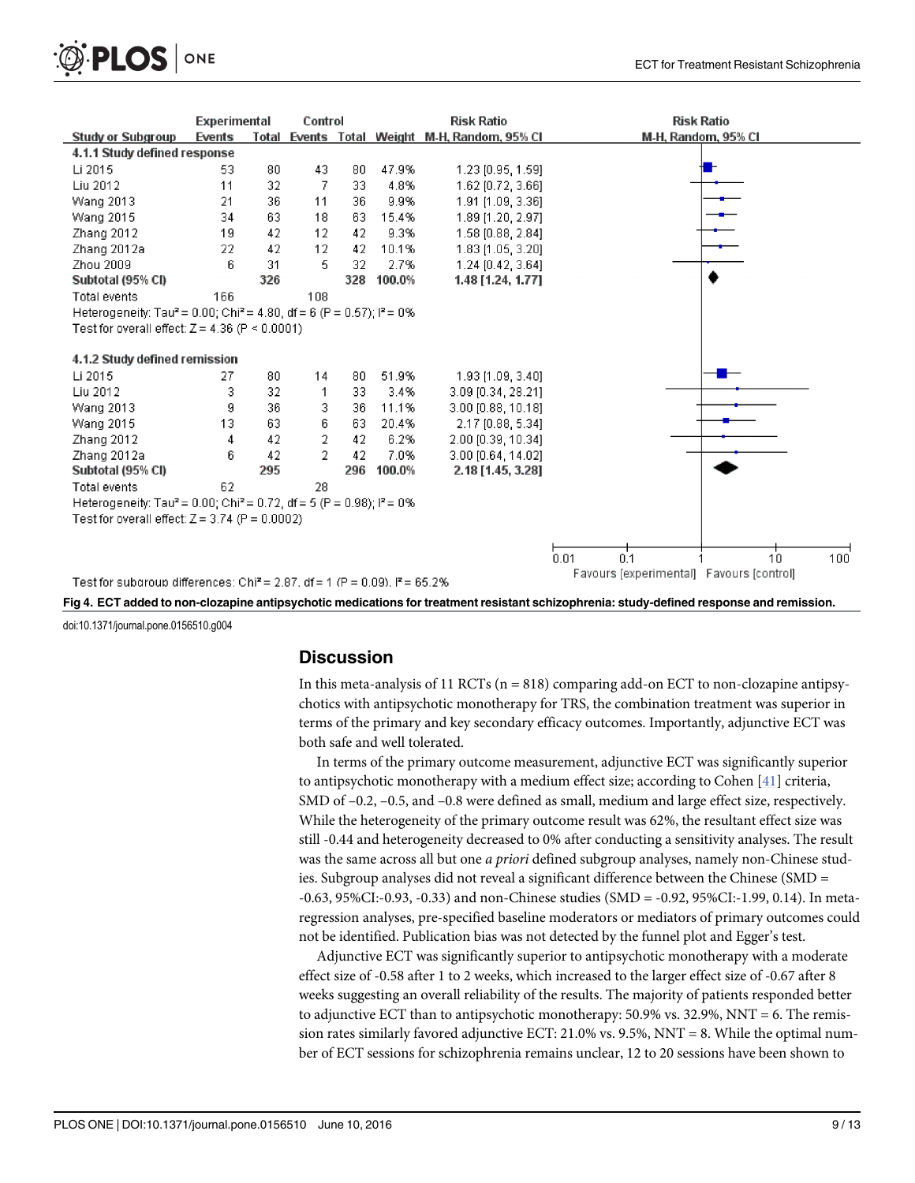| Study or Subgroup | Experimental Events | Experimental Total | Control Events | Control Total | Weight | Risk Ratio M-H, Random, 95% CI |
|---|---|---|---|---|---|---|
| **4.1.1 Study defined response** | | | | | | |
| Li 2015 | 53 | 80 | 43 | 80 | 47.9% | 1.23 [0.95, 1.59] |
| Liu 2012 | 11 | 32 | 7 | 33 | 4.8% | 1.62 [0.72, 3.66] |
| Wang 2013 | 21 | 36 | 11 | 36 | 9.9% | 1.91 [1.09, 3.36] |
| Wang 2015 | 34 | 63 | 18 | 63 | 15.4% | 1.89 [1.20, 2.97] |
| Zhang 2012 | 19 | 42 | 12 | 42 | 9.3% | 1.58 [0.88, 2.84] |
| Zhang 2012a | 22 | 42 | 12 | 42 | 10.1% | 1.83 [1.05, 3.20] |
| Zhou 2009 | 6 | 31 | 5 | 32 | 2.7% | 1.24 [0.42, 3.64] |
| **Subtotal (95% CI)** | | **326** | | **328** | **100.0%** | **1.48 [1.24, 1.77]** |
| Total events | 166 | | 108 | | | |
| Heterogeneity: Tau² = 0.00; Chi² = 4.80, df = 6 (P = 0.57); I² = 0% | | | | | | |
| Test for overall effect: Z = 4.36 (P < 0.0001) | | | | | | |
| **4.1.2 Study defined remission** | | | | | | |
| Li 2015 | 27 | 80 | 14 | 80 | 51.9% | 1.93 [1.09, 3.40] |
| Liu 2012 | 3 | 32 | 1 | 33 | 3.4% | 3.09 [0.34, 28.21] |
| Wang 2013 | 9 | 36 | 3 | 36 | 11.1% | 3.00 [0.88, 10.18] |
| Wang 2015 | 13 | 63 | 6 | 63 | 20.4% | 2.17 [0.88, 5.34] |
| Zhang 2012 | 4 | 42 | 2 | 42 | 6.2% | 2.00 [0.39, 10.34] |
| Zhang 2012a | 6 | 42 | 2 | 42 | 7.0% | 3.00 [0.64, 14.02] |
| **Subtotal (95% CI)** | | **295** | | **296** | **100.0%** | **2.18 [1.45, 3.28]** |
| Total events | 62 | | 28 | | | |
| Heterogeneity: Tau² = 0.00; Chi² = 0.72, df = 5 (P = 0.98); I² = 0% | | | | | | |
| Test for overall effect: Z = 3.74 (P = 0.0002) | | | | | | |

Test for subgroup differences: Chi² = 2.87, df = 1 (P = 0.09), I² = 65.2%

Favours [experimental] Favours [control]

**Fig 4. ECT added to non-clozapine antipsychotic medications for treatment resistant schizophrenia: study-defined response and remission.**

doi:10.1371/journal.pone.0156510.g004

## Discussion

In this meta-analysis of 11 RCTs (n = 818) comparing add-on ECT to non-clozapine antipsychotics with antipsychotic monotherapy for TRS, the combination treatment was superior in terms of the primary and key secondary efficacy outcomes. Importantly, adjunctive ECT was both safe and well tolerated.

In terms of the primary outcome measurement, adjunctive ECT was significantly superior to antipsychotic monotherapy with a medium effect size; according to Cohen [41] criteria, SMD of –0.2, –0.5, and –0.8 were defined as small, medium and large effect size, respectively. While the heterogeneity of the primary outcome result was 62%, the resultant effect size was still -0.44 and heterogeneity decreased to 0% after conducting a sensitivity analyses. The result was the same across all but one *a priori* defined subgroup analyses, namely non-Chinese studies. Subgroup analyses did not reveal a significant difference between the Chinese (SMD = -0.63, 95%CI:-0.93, -0.33) and non-Chinese studies (SMD = -0.92, 95%CI:-1.99, 0.14). In meta-regression analyses, pre-specified baseline moderators or mediators of primary outcomes could not be identified. Publication bias was not detected by the funnel plot and Egger's test.

Adjunctive ECT was significantly superior to antipsychotic monotherapy with a moderate effect size of -0.58 after 1 to 2 weeks, which increased to the larger effect size of -0.67 after 8 weeks suggesting an overall reliability of the results. The majority of patients responded better to adjunctive ECT than to antipsychotic monotherapy: 50.9% vs. 32.9%, NNT = 6. The remission rates similarly favored adjunctive ECT: 21.0% vs. 9.5%, NNT = 8. While the optimal number of ECT sessions for schizophrenia remains unclear, 12 to 20 sessions have been shown to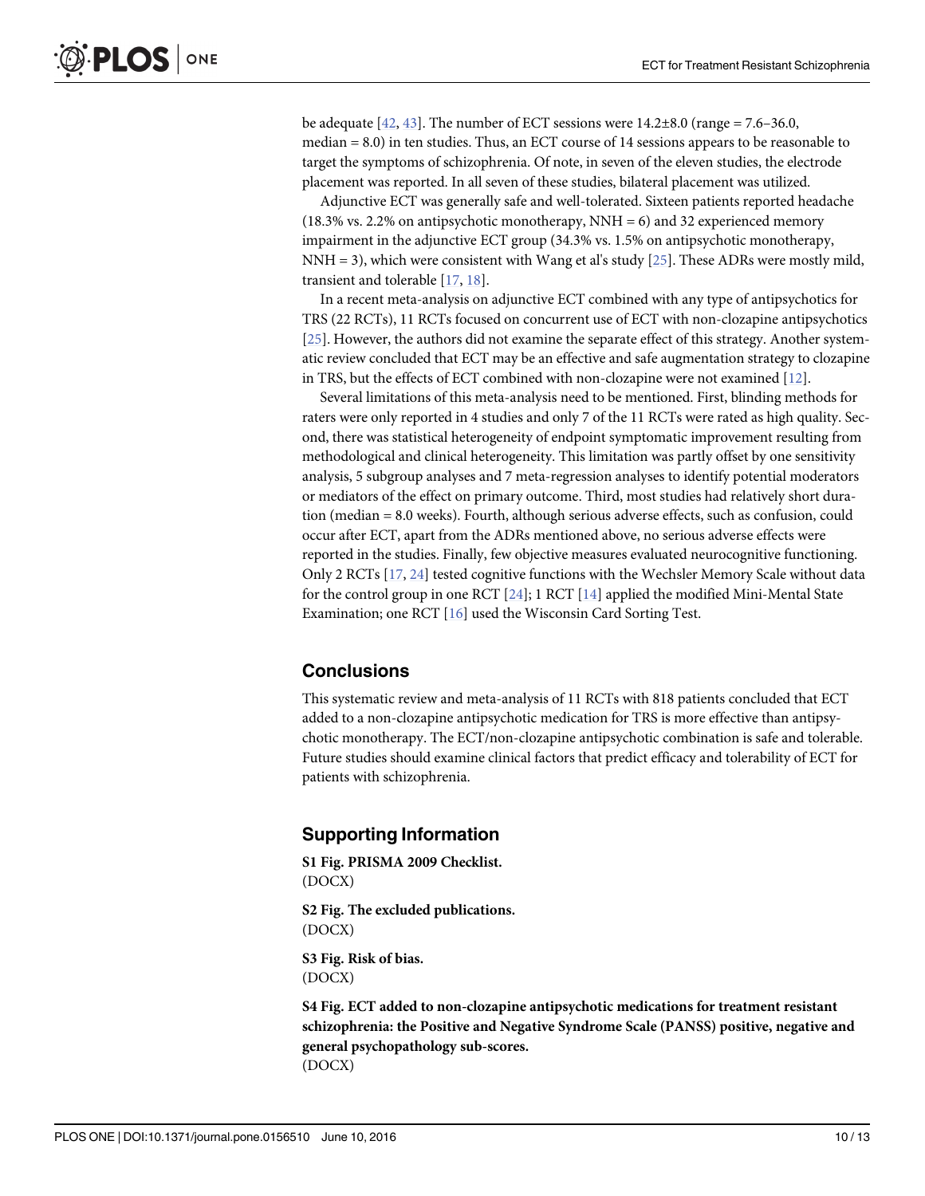be adequate [42, 43]. The number of ECT sessions were 14.2±8.0 (range = 7.6–36.0, median = 8.0) in ten studies. Thus, an ECT course of 14 sessions appears to be reasonable to target the symptoms of schizophrenia. Of note, in seven of the eleven studies, the electrode placement was reported. In all seven of these studies, bilateral placement was utilized.

Adjunctive ECT was generally safe and well-tolerated. Sixteen patients reported headache (18.3% vs. 2.2% on antipsychotic monotherapy, NNH = 6) and 32 experienced memory impairment in the adjunctive ECT group (34.3% vs. 1.5% on antipsychotic monotherapy, NNH = 3), which were consistent with Wang et al's study [25]. These ADRs were mostly mild, transient and tolerable [17, 18].

In a recent meta-analysis on adjunctive ECT combined with any type of antipsychotics for TRS (22 RCTs), 11 RCTs focused on concurrent use of ECT with non-clozapine antipsychotics [25]. However, the authors did not examine the separate effect of this strategy. Another systematic review concluded that ECT may be an effective and safe augmentation strategy to clozapine in TRS, but the effects of ECT combined with non-clozapine were not examined [12].

Several limitations of this meta-analysis need to be mentioned. First, blinding methods for raters were only reported in 4 studies and only 7 of the 11 RCTs were rated as high quality. Second, there was statistical heterogeneity of endpoint symptomatic improvement resulting from methodological and clinical heterogeneity. This limitation was partly offset by one sensitivity analysis, 5 subgroup analyses and 7 meta-regression analyses to identify potential moderators or mediators of the effect on primary outcome. Third, most studies had relatively short duration (median = 8.0 weeks). Fourth, although serious adverse effects, such as confusion, could occur after ECT, apart from the ADRs mentioned above, no serious adverse effects were reported in the studies. Finally, few objective measures evaluated neurocognitive functioning. Only 2 RCTs [17, 24] tested cognitive functions with the Wechsler Memory Scale without data for the control group in one RCT [24]; 1 RCT [14] applied the modified Mini-Mental State Examination; one RCT [16] used the Wisconsin Card Sorting Test.

## Conclusions

This systematic review and meta-analysis of 11 RCTs with 818 patients concluded that ECT added to a non-clozapine antipsychotic medication for TRS is more effective than antipsychotic monotherapy. The ECT/non-clozapine antipsychotic combination is safe and tolerable. Future studies should examine clinical factors that predict efficacy and tolerability of ECT for patients with schizophrenia.

## Supporting Information

**S1 Fig. PRISMA 2009 Checklist.**
(DOCX)

**S2 Fig. The excluded publications.**
(DOCX)

**S3 Fig. Risk of bias.**
(DOCX)

**S4 Fig. ECT added to non-clozapine antipsychotic medications for treatment resistant schizophrenia: the Positive and Negative Syndrome Scale (PANSS) positive, negative and general psychopathology sub-scores.**
(DOCX)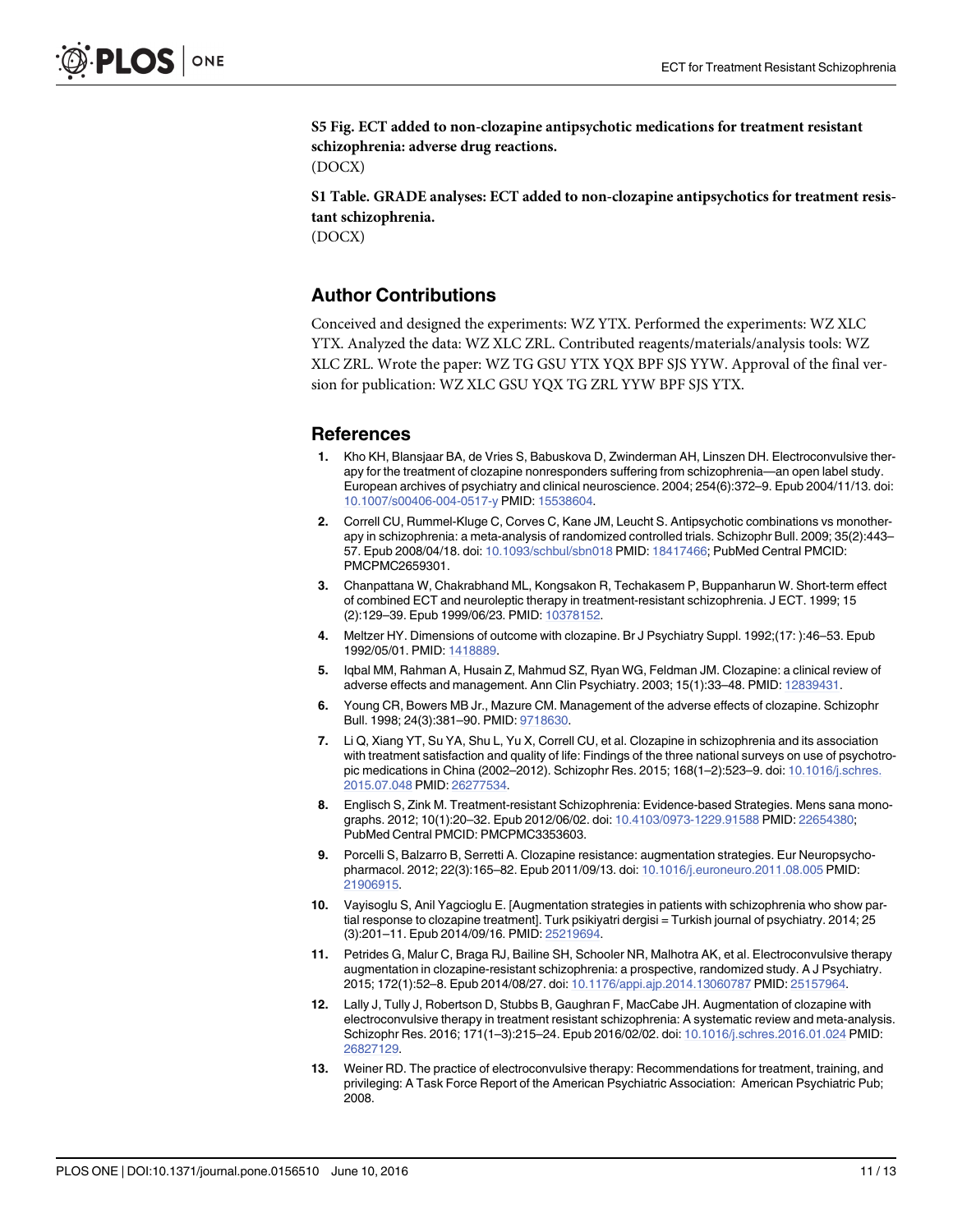**S5 Fig. ECT added to non-clozapine antipsychotic medications for treatment resistant schizophrenia: adverse drug reactions.**
(DOCX)

**S1 Table. GRADE analyses: ECT added to non-clozapine antipsychotics for treatment resistant schizophrenia.**
(DOCX)

## Author Contributions

Conceived and designed the experiments: WZ YTX. Performed the experiments: WZ XLC YTX. Analyzed the data: WZ XLC ZRL. Contributed reagents/materials/analysis tools: WZ XLC ZRL. Wrote the paper: WZ TG GSU YTX YQX BPF SJS YYW. Approval of the final version for publication: WZ XLC GSU YQX TG ZRL YYW BPF SJS YTX.

## References

1. Kho KH, Blansjaar BA, de Vries S, Babuskova D, Zwinderman AH, Linszen DH. Electroconvulsive therapy for the treatment of clozapine nonresponders suffering from schizophrenia—an open label study. European archives of psychiatry and clinical neuroscience. 2004; 254(6):372–9. Epub 2004/11/13. doi: 10.1007/s00406-004-0517-y PMID: 15538604.
2. Correll CU, Rummel-Kluge C, Corves C, Kane JM, Leucht S. Antipsychotic combinations vs monotherapy in schizophrenia: a meta-analysis of randomized controlled trials. Schizophr Bull. 2009; 35(2):443–57. Epub 2008/04/18. doi: 10.1093/schbul/sbn018 PMID: 18417466; PubMed Central PMCID: PMCPMC2659301.
3. Chanpattana W, Chakrabhand ML, Kongsakon R, Techakasem P, Buppanharun W. Short-term effect of combined ECT and neuroleptic therapy in treatment-resistant schizophrenia. J ECT. 1999; 15 (2):129–39. Epub 1999/06/23. PMID: 10378152.
4. Meltzer HY. Dimensions of outcome with clozapine. Br J Psychiatry Suppl. 1992;(17: ):46–53. Epub 1992/05/01. PMID: 1418889.
5. Iqbal MM, Rahman A, Husain Z, Mahmud SZ, Ryan WG, Feldman JM. Clozapine: a clinical review of adverse effects and management. Ann Clin Psychiatry. 2003; 15(1):33–48. PMID: 12839431.
6. Young CR, Bowers MB Jr., Mazure CM. Management of the adverse effects of clozapine. Schizophr Bull. 1998; 24(3):381–90. PMID: 9718630.
7. Li Q, Xiang YT, Su YA, Shu L, Yu X, Correll CU, et al. Clozapine in schizophrenia and its association with treatment satisfaction and quality of life: Findings of the three national surveys on use of psychotropic medications in China (2002–2012). Schizophr Res. 2015; 168(1–2):523–9. doi: 10.1016/j.schres.2015.07.048 PMID: 26277534.
8. Englisch S, Zink M. Treatment-resistant Schizophrenia: Evidence-based Strategies. Mens sana monographs. 2012; 10(1):20–32. Epub 2012/06/02. doi: 10.4103/0973-1229.91588 PMID: 22654380; PubMed Central PMCID: PMCPMC3353603.
9. Porcelli S, Balzarro B, Serretti A. Clozapine resistance: augmentation strategies. Eur Neuropsychopharmacol. 2012; 22(3):165–82. Epub 2011/09/13. doi: 10.1016/j.euroneuro.2011.08.005 PMID: 21906915.
10. Vayisoglu S, Anil Yagcioglu E. [Augmentation strategies in patients with schizophrenia who show partial response to clozapine treatment]. Turk psikiyatri dergisi = Turkish journal of psychiatry. 2014; 25 (3):201–11. Epub 2014/09/16. PMID: 25219694.
11. Petrides G, Malur C, Braga RJ, Bailine SH, Schooler NR, Malhotra AK, et al. Electroconvulsive therapy augmentation in clozapine-resistant schizophrenia: a prospective, randomized study. A J Psychiatry. 2015; 172(1):52–8. Epub 2014/08/27. doi: 10.1176/appi.ajp.2014.13060787 PMID: 25157964.
12. Lally J, Tully J, Robertson D, Stubbs B, Gaughran F, MacCabe JH. Augmentation of clozapine with electroconvulsive therapy in treatment resistant schizophrenia: A systematic review and meta-analysis. Schizophr Res. 2016; 171(1–3):215–24. Epub 2016/02/02. doi: 10.1016/j.schres.2016.01.024 PMID: 26827129.
13. Weiner RD. The practice of electroconvulsive therapy: Recommendations for treatment, training, and privileging: A Task Force Report of the American Psychiatric Association: American Psychiatric Pub; 2008.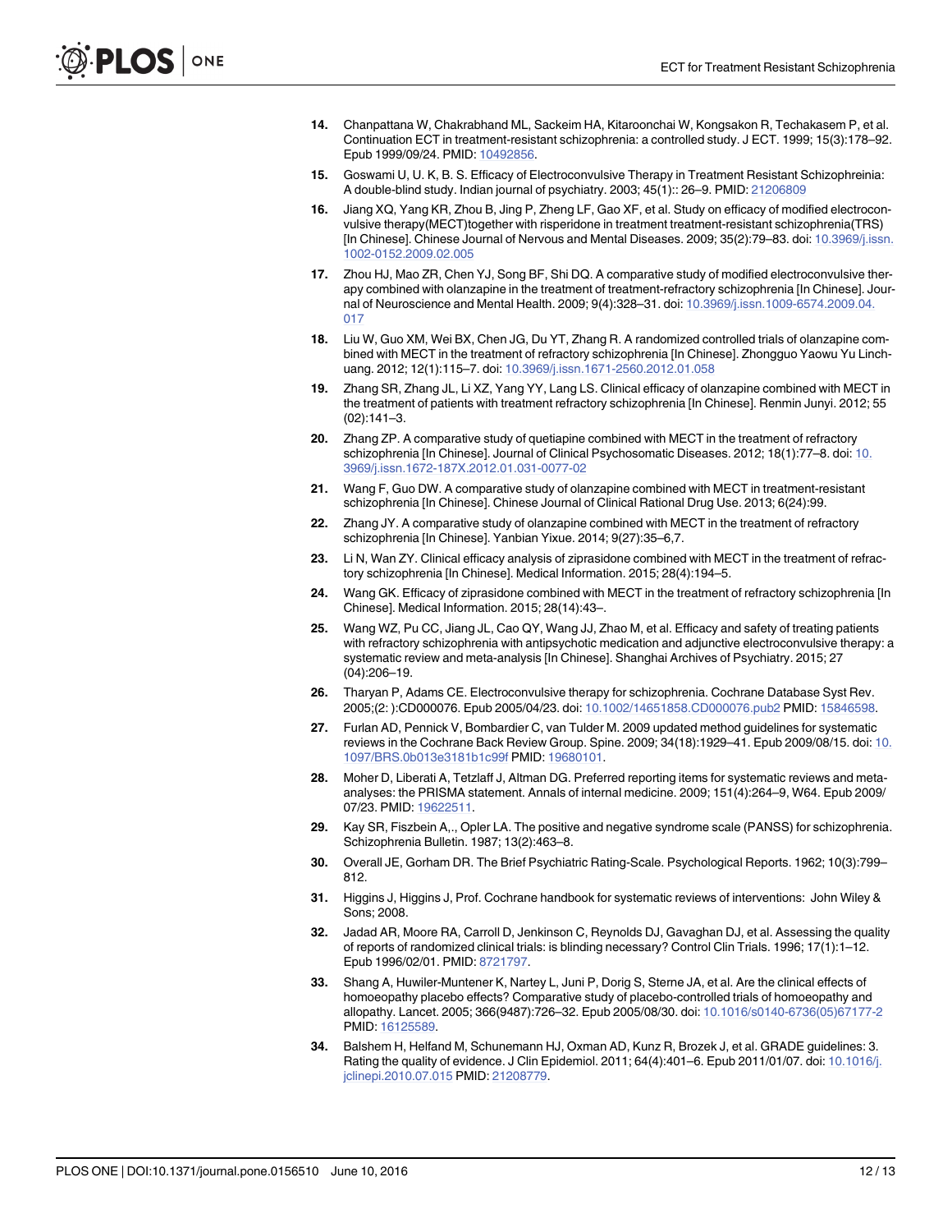14. Chanpattana W, Chakrabhand ML, Sackeim HA, Kitaroonchai W, Kongsakon R, Techakasem P, et al. Continuation ECT in treatment-resistant schizophrenia: a controlled study. J ECT. 1999; 15(3):178–92. Epub 1999/09/24. PMID: 10492856.

15. Goswami U, U. K, B. S. Efficacy of Electroconvulsive Therapy in Treatment Resistant Schizophreinia: A double-blind study. Indian journal of psychiatry. 2003; 45(1):: 26–9. PMID: 21206809

16. Jiang XQ, Yang KR, Zhou B, Jing P, Zheng LF, Gao XF, et al. Study on efficacy of modified electroconvulsive therapy(MECT)together with risperidone in treatment treatment-resistant schizophrenia(TRS) [In Chinese]. Chinese Journal of Nervous and Mental Diseases. 2009; 35(2):79–83. doi: 10.3969/j.issn.1002-0152.2009.02.005

17. Zhou HJ, Mao ZR, Chen YJ, Song BF, Shi DQ. A comparative study of modified electroconvulsive therapy combined with olanzapine in the treatment of treatment-refractory schizophrenia [In Chinese]. Journal of Neuroscience and Mental Health. 2009; 9(4):328–31. doi: 10.3969/j.issn.1009-6574.2009.04.017

18. Liu W, Guo XM, Wei BX, Chen JG, Du YT, Zhang R. A randomized controlled trials of olanzapine combined with MECT in the treatment of refractory schizophrenia [In Chinese]. Zhongguo Yaowu Yu Linchuang. 2012; 12(1):115–7. doi: 10.3969/j.issn.1671-2560.2012.01.058

19. Zhang SR, Zhang JL, Li XZ, Yang YY, Lang LS. Clinical efficacy of olanzapine combined with MECT in the treatment of patients with treatment refractory schizophrenia [In Chinese]. Renmin Junyi. 2012; 55 (02):141–3.

20. Zhang ZP. A comparative study of quetiapine combined with MECT in the treatment of refractory schizophrenia [In Chinese]. Journal of Clinical Psychosomatic Diseases. 2012; 18(1):77–8. doi: 10.3969/j.issn.1672-187X.2012.01.031-0077-02

21. Wang F, Guo DW. A comparative study of olanzapine combined with MECT in treatment-resistant schizophrenia [In Chinese]. Chinese Journal of Clinical Rational Drug Use. 2013; 6(24):99.

22. Zhang JY. A comparative study of olanzapine combined with MECT in the treatment of refractory schizophrenia [In Chinese]. Yanbian Yixue. 2014; 9(27):35–6,7.

23. Li N, Wan ZY. Clinical efficacy analysis of ziprasidone combined with MECT in the treatment of refractory schizophrenia [In Chinese]. Medical Information. 2015; 28(4):194–5.

24. Wang GK. Efficacy of ziprasidone combined with MECT in the treatment of refractory schizophrenia [In Chinese]. Medical Information. 2015; 28(14):43–.

25. Wang WZ, Pu CC, Jiang JL, Cao QY, Wang JJ, Zhao M, et al. Efficacy and safety of treating patients with refractory schizophrenia with antipsychotic medication and adjunctive electroconvulsive therapy: a systematic review and meta-analysis [In Chinese]. Shanghai Archives of Psychiatry. 2015; 27 (04):206–19.

26. Tharyan P, Adams CE. Electroconvulsive therapy for schizophrenia. Cochrane Database Syst Rev. 2005;(2: ):CD000076. Epub 2005/04/23. doi: 10.1002/14651858.CD000076.pub2 PMID: 15846598.

27. Furlan AD, Pennick V, Bombardier C, van Tulder M. 2009 updated method guidelines for systematic reviews in the Cochrane Back Review Group. Spine. 2009; 34(18):1929–41. Epub 2009/08/15. doi: 10.1097/BRS.0b013e3181b1c99f PMID: 19680101.

28. Moher D, Liberati A, Tetzlaff J, Altman DG. Preferred reporting items for systematic reviews and meta-analyses: the PRISMA statement. Annals of internal medicine. 2009; 151(4):264–9, W64. Epub 2009/07/23. PMID: 19622511.

29. Kay SR, Fiszbein A,., Opler LA. The positive and negative syndrome scale (PANSS) for schizophrenia. Schizophrenia Bulletin. 1987; 13(2):463–8.

30. Overall JE, Gorham DR. The Brief Psychiatric Rating-Scale. Psychological Reports. 1962; 10(3):799–812.

31. Higgins J, Higgins J, Prof. Cochrane handbook for systematic reviews of interventions: John Wiley & Sons; 2008.

32. Jadad AR, Moore RA, Carroll D, Jenkinson C, Reynolds DJ, Gavaghan DJ, et al. Assessing the quality of reports of randomized clinical trials: is blinding necessary? Control Clin Trials. 1996; 17(1):1–12. Epub 1996/02/01. PMID: 8721797.

33. Shang A, Huwiler-Muntener K, Nartey L, Juni P, Dorig S, Sterne JA, et al. Are the clinical effects of homoeopathy placebo effects? Comparative study of placebo-controlled trials of homoeopathy and allopathy. Lancet. 2005; 366(9487):726–32. Epub 2005/08/30. doi: 10.1016/s0140-6736(05)67177-2 PMID: 16125589.

34. Balshem H, Helfand M, Schunemann HJ, Oxman AD, Kunz R, Brozek J, et al. GRADE guidelines: 3. Rating the quality of evidence. J Clin Epidemiol. 2011; 64(4):401–6. Epub 2011/01/07. doi: 10.1016/j.jclinepi.2010.07.015 PMID: 21208779.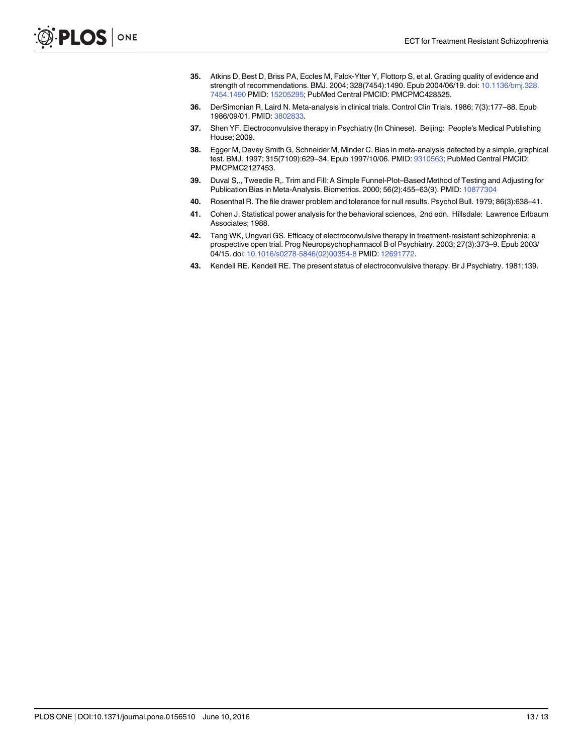35. Atkins D, Best D, Briss PA, Eccles M, Falck-Ytter Y, Flottorp S, et al. Grading quality of evidence and strength of recommendations. BMJ. 2004; 328(7454):1490. Epub 2004/06/19. doi: 10.1136/bmj.328.7454.1490 PMID: 15205295; PubMed Central PMCID: PMCPMC428525.

36. DerSimonian R, Laird N. Meta-analysis in clinical trials. Control Clin Trials. 1986; 7(3):177–88. Epub 1986/09/01. PMID: 3802833.

37. Shen YF. Electroconvulsive therapy in Psychiatry (In Chinese). Beijing: People's Medical Publishing House; 2009.

38. Egger M, Davey Smith G, Schneider M, Minder C. Bias in meta-analysis detected by a simple, graphical test. BMJ. 1997; 315(7109):629–34. Epub 1997/10/06. PMID: 9310563; PubMed Central PMCID: PMCPMC2127453.

39. Duval S,., Tweedie R,. Trim and Fill: A Simple Funnel-Plot–Based Method of Testing and Adjusting for Publication Bias in Meta-Analysis. Biometrics. 2000; 56(2):455–63(9). PMID: 10877304

40. Rosenthal R. The file drawer problem and tolerance for null results. Psychol Bull. 1979; 86(3):638–41.

41. Cohen J. Statistical power analysis for the behavioral sciences, 2nd edn. Hillsdale: Lawrence Erlbaum Associates; 1988.

42. Tang WK, Ungvari GS. Efficacy of electroconvulsive therapy in treatment-resistant schizophrenia: a prospective open trial. Prog Neuropsychopharmacol B ol Psychiatry. 2003; 27(3):373–9. Epub 2003/04/15. doi: 10.1016/s0278-5846(02)00354-8 PMID: 12691772.

43. Kendell RE. Kendell RE. The present status of electroconvulsive therapy. Br J Psychiatry. 1981;139.